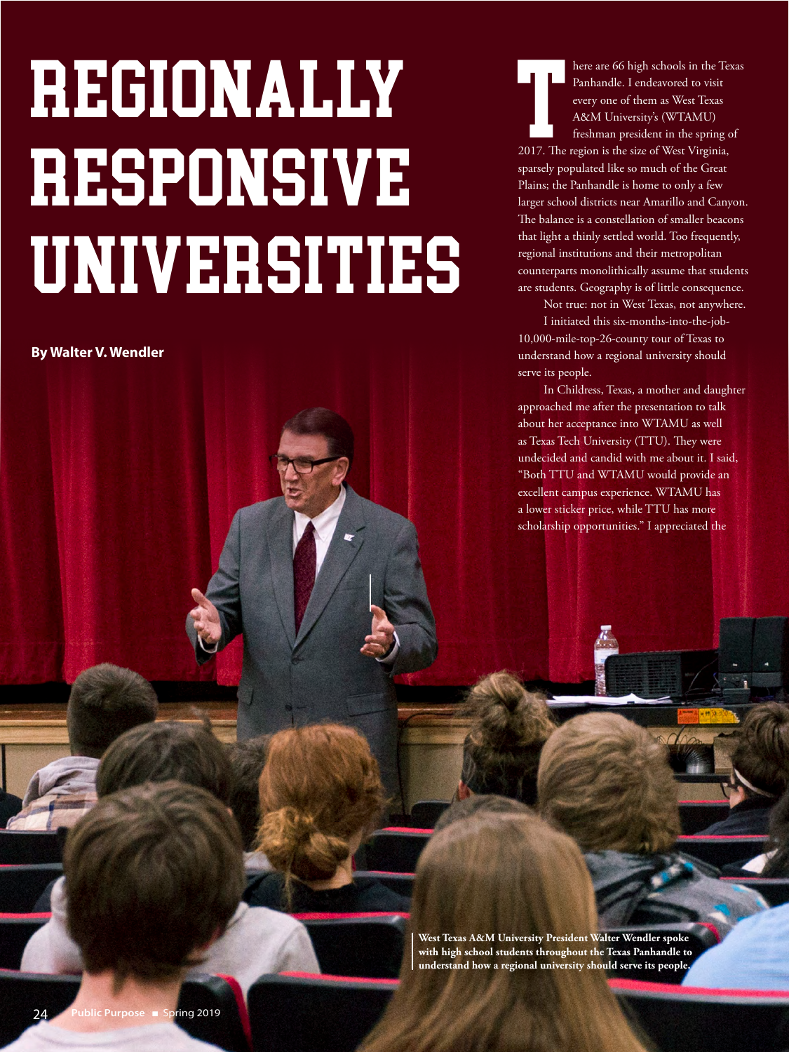# REGIONALLY RESPONSIVE UNIVERSITIES

**By Walter V. Wendler**

There are 66 high schools in the Texas Panhandle. I endeavored to visit every one of them as West Texas A&M University's (WTAMU) freshman president in the spring of 2017. The region is the size of West Virginia, sparsely populated like so much of the Great Plains; the Panhandle is home to only a few larger school districts near Amarillo and Canyon. The balance is a constellation of smaller beacons that light a thinly settled world. Too frequently, regional institutions and their metropolitan counterparts monolithically assume that students are students. Geography is of little consequence.

Not true: not in West Texas, not anywhere.

I initiated this six-months-into-the-job-10,000-mile-top-26-county tour of Texas to understand how a regional university should serve its people.

In Childress, Texas, a mother and daughter approached me after the presentation to talk about her acceptance into WTAMU as well as Texas Tech University (TTU). They were undecided and candid with me about it. I said, "Both TTU and WTAMU would provide an excellent campus experience. WTAMU has a lower sticker price, while TTU has more scholarship opportunities." I appreciated the

**West Texas A&M University President Walter Wendler spoke with high school students throughout the Texas Panhandle to understand how a regional university should serve its people.**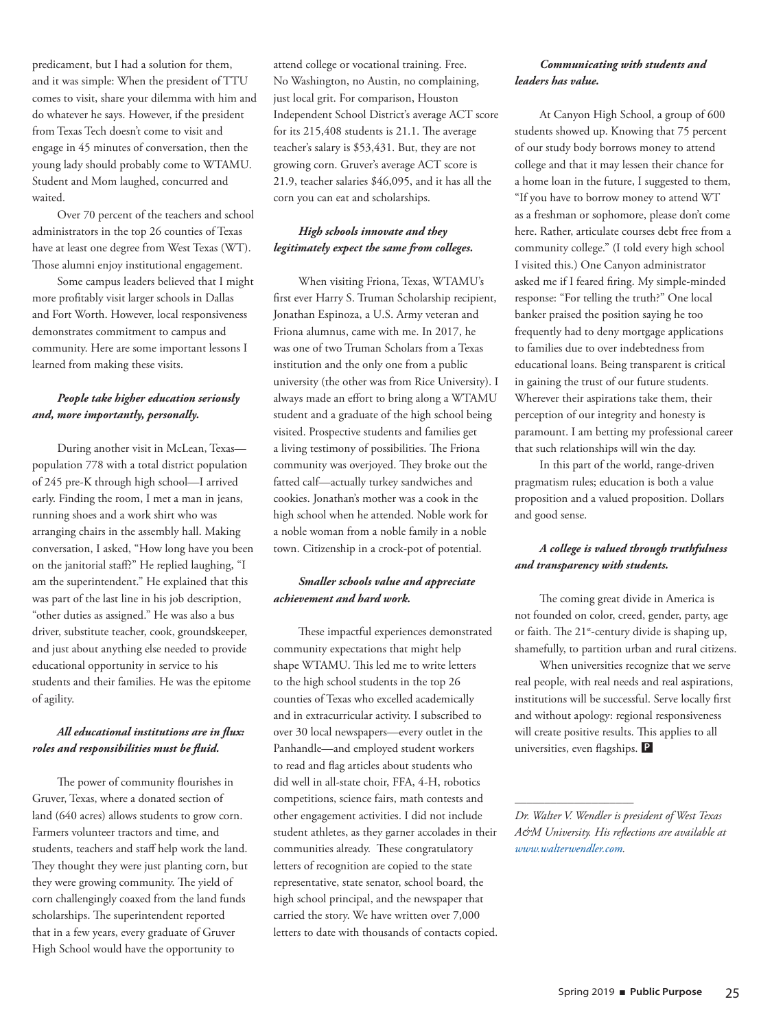predicament, but I had a solution for them, and it was simple: When the president of TTU comes to visit, share your dilemma with him and do whatever he says. However, if the president from Texas Tech doesn't come to visit and engage in 45 minutes of conversation, then the young lady should probably come to WTAMU. Student and Mom laughed, concurred and waited.

Over 70 percent of the teachers and school administrators in the top 26 counties of Texas have at least one degree from West Texas (WT). Those alumni enjoy institutional engagement.

Some campus leaders believed that I might more profitably visit larger schools in Dallas and Fort Worth. However, local responsiveness demonstrates commitment to campus and community. Here are some important lessons I learned from making these visits.

***People take higher education seriously and, more importantly, personally.***

During another visit in McLean, Texas—population 778 with a total district population of 245 pre-K through high school—I arrived early. Finding the room, I met a man in jeans, running shoes and a work shirt who was arranging chairs in the assembly hall. Making conversation, I asked, "How long have you been on the janitorial staff?" He replied laughing, "I am the superintendent." He explained that this was part of the last line in his job description, "other duties as assigned." He was also a bus driver, substitute teacher, cook, groundskeeper, and just about anything else needed to provide educational opportunity in service to his students and their families. He was the epitome of agility.

***All educational institutions are in flux: roles and responsibilities must be fluid.***

The power of community flourishes in Gruver, Texas, where a donated section of land (640 acres) allows students to grow corn. Farmers volunteer tractors and time, and students, teachers and staff help work the land. They thought they were just planting corn, but they were growing community. The yield of corn challengingly coaxed from the land funds scholarships. The superintendent reported that in a few years, every graduate of Gruver High School would have the opportunity to attend college or vocational training. Free. No Washington, no Austin, no complaining, just local grit. For comparison, Houston Independent School District's average ACT score for its 215,408 students is 21.1. The average teacher's salary is $53,431. But, they are not growing corn. Gruver's average ACT score is 21.9, teacher salaries $46,095, and it has all the corn you can eat and scholarships.

***High schools innovate and they legitimately expect the same from colleges.***

When visiting Friona, Texas, WTAMU's first ever Harry S. Truman Scholarship recipient, Jonathan Espinoza, a U.S. Army veteran and Friona alumnus, came with me. In 2017, he was one of two Truman Scholars from a Texas institution and the only one from a public university (the other was from Rice University). I always made an effort to bring along a WTAMU student and a graduate of the high school being visited. Prospective students and families get a living testimony of possibilities. The Friona community was overjoyed. They broke out the fatted calf—actually turkey sandwiches and cookies. Jonathan's mother was a cook in the high school when he attended. Noble work for a noble woman from a noble family in a noble town. Citizenship in a crock-pot of potential.

***Smaller schools value and appreciate achievement and hard work.***

These impactful experiences demonstrated community expectations that might help shape WTAMU. This led me to write letters to the high school students in the top 26 counties of Texas who excelled academically and in extracurricular activity. I subscribed to over 30 local newspapers—every outlet in the Panhandle—and employed student workers to read and flag articles about students who did well in all-state choir, FFA, 4-H, robotics competitions, science fairs, math contests and other engagement activities. I did not include student athletes, as they garner accolades in their communities already. These congratulatory letters of recognition are copied to the state representative, state senator, school board, the high school principal, and the newspaper that carried the story. We have written over 7,000 letters to date with thousands of contacts copied.

***Communicating with students and leaders has value.***

At Canyon High School, a group of 600 students showed up. Knowing that 75 percent of our study body borrows money to attend college and that it may lessen their chance for a home loan in the future, I suggested to them, "If you have to borrow money to attend WT as a freshman or sophomore, please don't come here. Rather, articulate courses debt free from a community college." (I told every high school I visited this.) One Canyon administrator asked me if I feared firing. My simple-minded response: "For telling the truth?" One local banker praised the position saying he too frequently had to deny mortgage applications to families due to over indebtedness from educational loans. Being transparent is critical in gaining the trust of our future students. Wherever their aspirations take them, their perception of our integrity and honesty is paramount. I am betting my professional career that such relationships will win the day.

In this part of the world, range-driven pragmatism rules; education is both a value proposition and a valued proposition. Dollars and good sense.

***A college is valued through truthfulness and transparency with students.***

The coming great divide in America is not founded on color, creed, gender, party, age or faith. The 21st-century divide is shaping up, shamefully, to partition urban and rural citizens.

When universities recognize that we serve real people, with real needs and real aspirations, institutions will be successful. Serve locally first and without apology: regional responsiveness will create positive results. This applies to all universities, even flagships.

---

*Dr. Walter V. Wendler is president of West Texas A&M University. His reflections are available at www.walterwendler.com.*